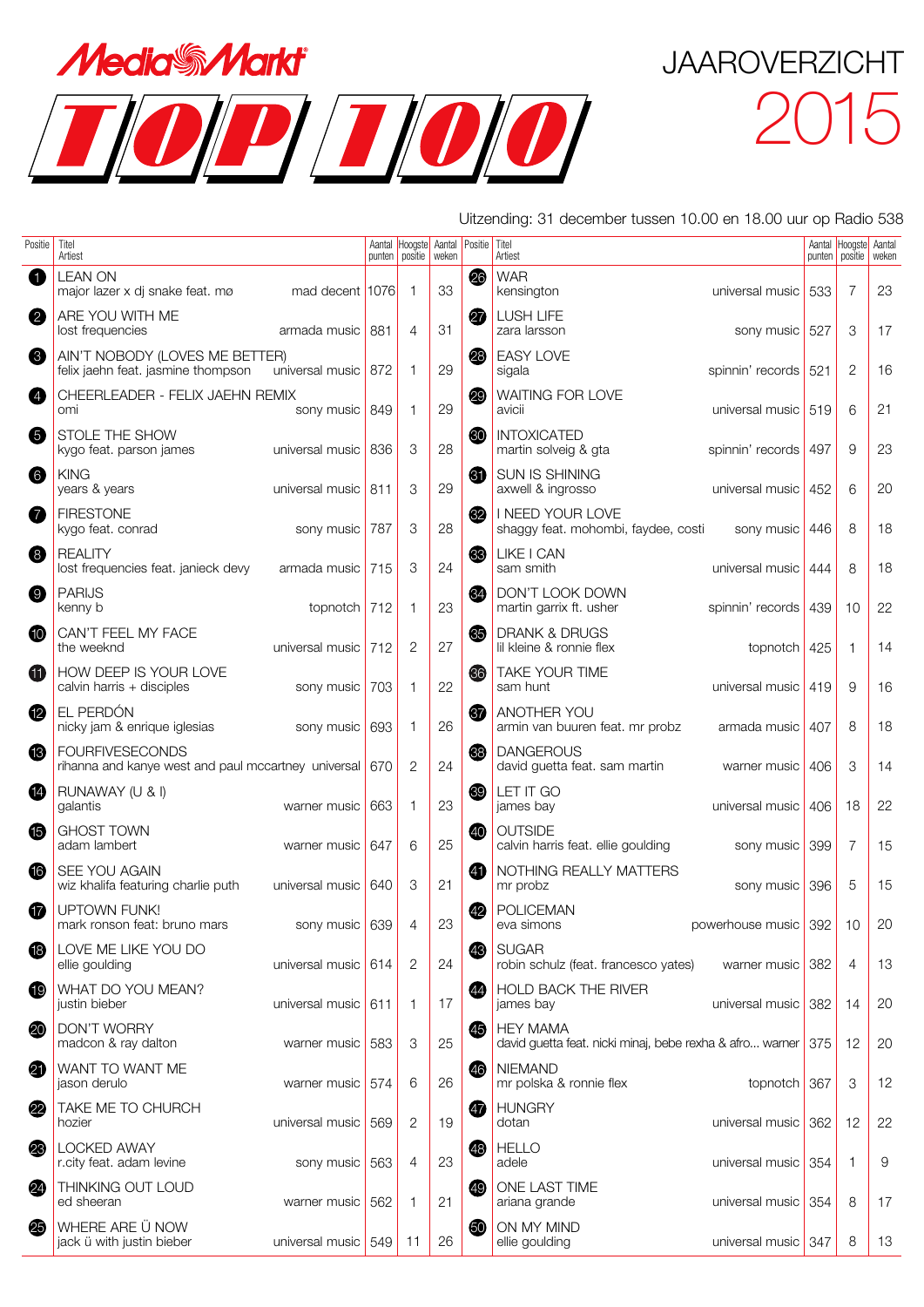# MediaMarkt TOP 100

# JAAROVERZICHT 2015

Uitzending: 31 december tussen 10.00 en 18.00 uur op Radio 538

| Positie | Titel / Artiest | Label | Aantal punten | Hoogste positie | Aantal weken |
|---|---|---|---|---|---|
| 1 | LEAN ON<br>major lazer x dj snake feat. mø | mad decent | 1076 | 1 | 33 |
| 2 | ARE YOU WITH ME<br>lost frequencies | armada music | 881 | 4 | 31 |
| 3 | AIN'T NOBODY (LOVES ME BETTER)<br>felix jaehn feat. jasmine thompson | universal music | 872 | 1 | 29 |
| 4 | CHEERLEADER - FELIX JAEHN REMIX<br>omi | sony music | 849 | 1 | 29 |
| 5 | STOLE THE SHOW<br>kygo feat. parson james | universal music | 836 | 3 | 28 |
| 6 | KING<br>years & years | universal music | 811 | 3 | 29 |
| 7 | FIRESTONE<br>kygo feat. conrad | sony music | 787 | 3 | 28 |
| 8 | REALITY<br>lost frequencies feat. janieck devy | armada music | 715 | 3 | 24 |
| 9 | PARIJS<br>kenny b | topnotch | 712 | 1 | 23 |
| 10 | CAN'T FEEL MY FACE<br>the weeknd | universal music | 712 | 2 | 27 |
| 11 | HOW DEEP IS YOUR LOVE<br>calvin harris + disciples | sony music | 703 | 1 | 22 |
| 12 | EL PERDÓN<br>nicky jam & enrique iglesias | sony music | 693 | 1 | 26 |
| 13 | FOURFIVESECONDS<br>rihanna and kanye west and paul mccartney | universal | 670 | 2 | 24 |
| 14 | RUNAWAY (U & I)<br>galantis | warner music | 663 | 1 | 23 |
| 15 | GHOST TOWN<br>adam lambert | warner music | 647 | 6 | 25 |
| 16 | SEE YOU AGAIN<br>wiz khalifa featuring charlie puth | universal music | 640 | 3 | 21 |
| 17 | UPTOWN FUNK!<br>mark ronson feat: bruno mars | sony music | 639 | 4 | 23 |
| 18 | LOVE ME LIKE YOU DO<br>ellie goulding | universal music | 614 | 2 | 24 |
| 19 | WHAT DO YOU MEAN?<br>justin bieber | universal music | 611 | 1 | 17 |
| 20 | DON'T WORRY<br>madcon & ray dalton | warner music | 583 | 3 | 25 |
| 21 | WANT TO WANT ME<br>jason derulo | warner music | 574 | 6 | 26 |
| 22 | TAKE ME TO CHURCH<br>hozier | universal music | 569 | 2 | 19 |
| 23 | LOCKED AWAY<br>r.city feat. adam levine | sony music | 563 | 4 | 23 |
| 24 | THINKING OUT LOUD<br>ed sheeran | warner music | 562 | 1 | 21 |
| 25 | WHERE ARE Ü NOW<br>jack ü with justin bieber | universal music | 549 | 11 | 26 |
| 26 | WAR<br>kensington | universal music | 533 | 7 | 23 |
| 27 | LUSH LIFE<br>zara larsson | sony music | 527 | 3 | 17 |
| 28 | EASY LOVE<br>sigala | spinnin' records | 521 | 2 | 16 |
| 29 | WAITING FOR LOVE<br>avicii | universal music | 519 | 6 | 21 |
| 30 | INTOXICATED<br>martin solveig & gta | spinnin' records | 497 | 9 | 23 |
| 31 | SUN IS SHINING<br>axwell & ingrosso | universal music | 452 | 6 | 20 |
| 32 | I NEED YOUR LOVE<br>shaggy feat. mohombi, faydee, costi | sony music | 446 | 8 | 18 |
| 33 | LIKE I CAN<br>sam smith | universal music | 444 | 8 | 18 |
| 34 | DON'T LOOK DOWN<br>martin garrix ft. usher | spinnin' records | 439 | 10 | 22 |
| 35 | DRANK & DRUGS<br>lil kleine & ronnie flex | topnotch | 425 | 1 | 14 |
| 36 | TAKE YOUR TIME<br>sam hunt | universal music | 419 | 9 | 16 |
| 37 | ANOTHER YOU<br>armin van buuren feat. mr probz | armada music | 407 | 8 | 18 |
| 38 | DANGEROUS<br>david guetta feat. sam martin | warner music | 406 | 3 | 14 |
| 39 | LET IT GO<br>james bay | universal music | 406 | 18 | 22 |
| 40 | OUTSIDE<br>calvin harris feat. ellie goulding | sony music | 399 | 7 | 15 |
| 41 | NOTHING REALLY MATTERS<br>mr probz | sony music | 396 | 5 | 15 |
| 42 | POLICEMAN<br>eva simons | powerhouse music | 392 | 10 | 20 |
| 43 | SUGAR<br>robin schulz (feat. francesco yates) | warner music | 382 | 4 | 13 |
| 44 | HOLD BACK THE RIVER<br>james bay | universal music | 382 | 14 | 20 |
| 45 | HEY MAMA<br>david guetta feat. nicki minaj, bebe rexha & afro... | warner | 375 | 12 | 20 |
| 46 | NIEMAND<br>mr polska & ronnie flex | topnotch | 367 | 3 | 12 |
| 47 | HUNGRY<br>dotan | universal music | 362 | 12 | 22 |
| 48 | HELLO<br>adele | universal music | 354 | 1 | 9 |
| 49 | ONE LAST TIME<br>ariana grande | universal music | 354 | 8 | 17 |
| 50 | ON MY MIND<br>ellie goulding | universal music | 347 | 8 | 13 |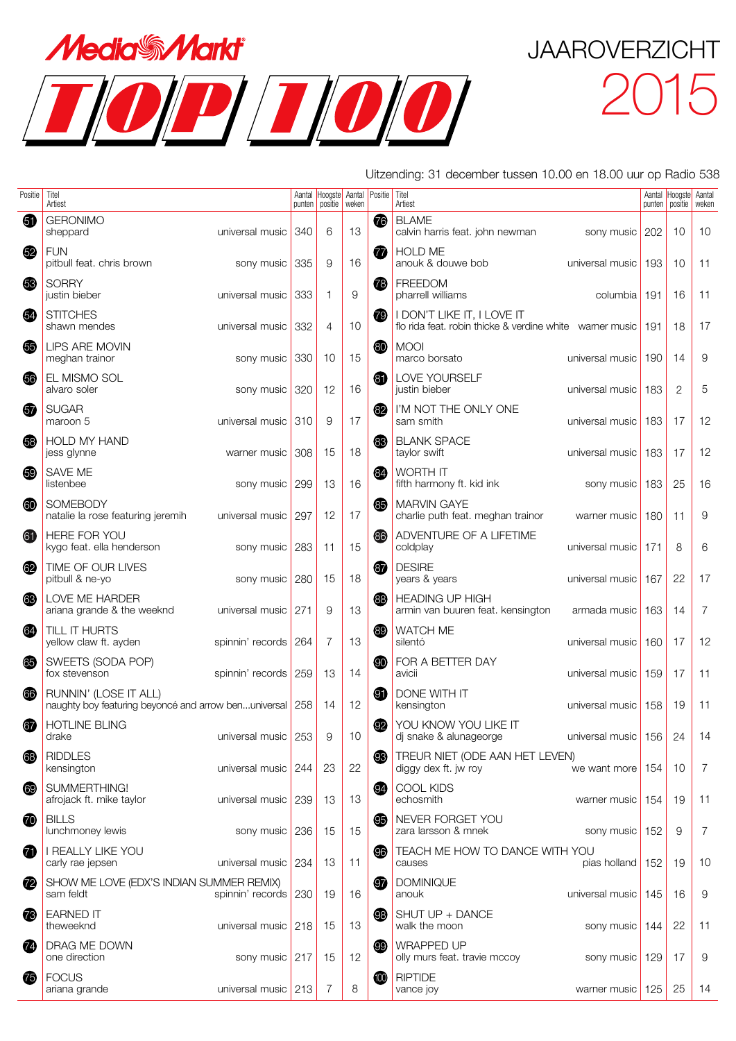# MediaMarkt TOP 100

# JAAROVERZICHT 2015

Uitzending: 31 december tussen 10.00 en 18.00 uur op Radio 538

| Positie | Titel / Artiest | Label | Aantal punten | Hoogste positie | Aantal weken |
|---|---|---|---|---|---|
| 51 | GERONIMO<br>sheppard | universal music | 340 | 6 | 13 |
| 52 | FUN<br>pitbull feat. chris brown | sony music | 335 | 9 | 16 |
| 53 | SORRY<br>justin bieber | universal music | 333 | 1 | 9 |
| 54 | STITCHES<br>shawn mendes | universal music | 332 | 4 | 10 |
| 55 | LIPS ARE MOVIN<br>meghan trainor | sony music | 330 | 10 | 15 |
| 56 | EL MISMO SOL<br>alvaro soler | sony music | 320 | 12 | 16 |
| 57 | SUGAR<br>maroon 5 | universal music | 310 | 9 | 17 |
| 58 | HOLD MY HAND<br>jess glynne | warner music | 308 | 15 | 18 |
| 59 | SAVE ME<br>listenbee | sony music | 299 | 13 | 16 |
| 60 | SOMEBODY<br>natalie la rose featuring jeremih | universal music | 297 | 12 | 17 |
| 61 | HERE FOR YOU<br>kygo feat. ella henderson | sony music | 283 | 11 | 15 |
| 62 | TIME OF OUR LIVES<br>pitbull & ne-yo | sony music | 280 | 15 | 18 |
| 63 | LOVE ME HARDER<br>ariana grande & the weeknd | universal music | 271 | 9 | 13 |
| 64 | TILL IT HURTS<br>yellow claw ft. ayden | spinnin' records | 264 | 7 | 13 |
| 65 | SWEETS (SODA POP)<br>fox stevenson | spinnin' records | 259 | 13 | 14 |
| 66 | RUNNIN' (LOSE IT ALL)<br>naughty boy featuring beyoncé and arrow ben... | universal | 258 | 14 | 12 |
| 67 | HOTLINE BLING<br>drake | universal music | 253 | 9 | 10 |
| 68 | RIDDLES<br>kensington | universal music | 244 | 23 | 22 |
| 69 | SUMMERTHING!<br>afrojack ft. mike taylor | universal music | 239 | 13 | 13 |
| 70 | BILLS<br>lunchmoney lewis | sony music | 236 | 15 | 15 |
| 71 | I REALLY LIKE YOU<br>carly rae jepsen | universal music | 234 | 13 | 11 |
| 72 | SHOW ME LOVE (EDX'S INDIAN SUMMER REMIX)<br>sam feldt | spinnin' records | 230 | 19 | 16 |
| 73 | EARNED IT<br>theweeknd | universal music | 218 | 15 | 13 |
| 74 | DRAG ME DOWN<br>one direction | sony music | 217 | 15 | 12 |
| 75 | FOCUS<br>ariana grande | universal music | 213 | 7 | 8 |
| 76 | BLAME<br>calvin harris feat. john newman | sony music | 202 | 10 | 10 |
| 77 | HOLD ME<br>anouk & douwe bob | universal music | 193 | 10 | 11 |
| 78 | FREEDOM<br>pharrell williams | columbia | 191 | 16 | 11 |
| 79 | I DON'T LIKE IT, I LOVE IT<br>flo rida feat. robin thicke & verdine white | warner music | 191 | 18 | 17 |
| 80 | MOOI<br>marco borsato | universal music | 190 | 14 | 9 |
| 81 | LOVE YOURSELF<br>justin bieber | universal music | 183 | 2 | 5 |
| 82 | I'M NOT THE ONLY ONE<br>sam smith | universal music | 183 | 17 | 12 |
| 83 | BLANK SPACE<br>taylor swift | universal music | 183 | 17 | 12 |
| 84 | WORTH IT<br>fifth harmony ft. kid ink | sony music | 183 | 25 | 16 |
| 85 | MARVIN GAYE<br>charlie puth feat. meghan trainor | warner music | 180 | 11 | 9 |
| 86 | ADVENTURE OF A LIFETIME<br>coldplay | universal music | 171 | 8 | 6 |
| 87 | DESIRE<br>years & years | universal music | 167 | 22 | 17 |
| 88 | HEADING UP HIGH<br>armin van buuren feat. kensington | armada music | 163 | 14 | 7 |
| 89 | WATCH ME<br>silentó | universal music | 160 | 17 | 12 |
| 90 | FOR A BETTER DAY<br>avicii | universal music | 159 | 17 | 11 |
| 91 | DONE WITH IT<br>kensington | universal music | 158 | 19 | 11 |
| 92 | YOU KNOW YOU LIKE IT<br>dj snake & alunageorge | universal music | 156 | 24 | 14 |
| 93 | TREUR NIET (ODE AAN HET LEVEN)<br>diggy dex ft. jw roy | we want more | 154 | 10 | 7 |
| 94 | COOL KIDS<br>echosmith | warner music | 154 | 19 | 11 |
| 95 | NEVER FORGET YOU<br>zara larsson & mnek | sony music | 152 | 9 | 7 |
| 96 | TEACH ME HOW TO DANCE WITH YOU<br>causes | pias holland | 152 | 19 | 10 |
| 97 | DOMINIQUE<br>anouk | universal music | 145 | 16 | 9 |
| 98 | SHUT UP + DANCE<br>walk the moon | sony music | 144 | 22 | 11 |
| 99 | WRAPPED UP<br>olly murs feat. travie mccoy | sony music | 129 | 17 | 9 |
| 100 | RIPTIDE<br>vance joy | warner music | 125 | 25 | 14 |